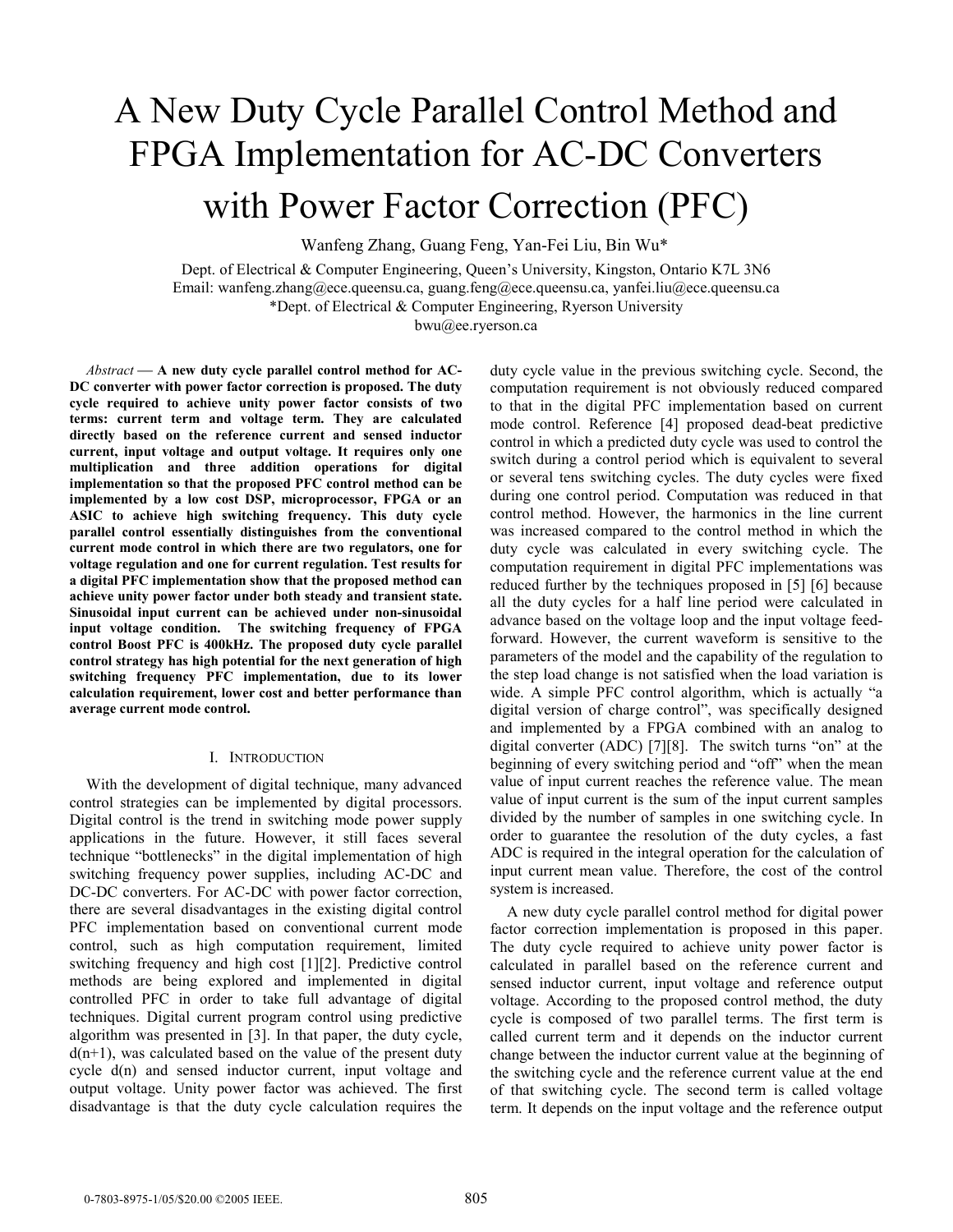# A New Duty Cycle Parallel Control Method and FPGA Implementation for AC-DC Converters with Power Factor Correction (PFC)

Wanfeng Zhang, Guang Feng, Yan-Fei Liu, Bin Wu*

Dept. of Electrical & Computer Engineering, Queen's University, Kingston, Ontario K7L 3N6
Email: wanfeng.zhang@ece.queensu.ca, guang.feng@ece.queensu.ca, yanfei.liu@ece.queensu.ca
*Dept. of Electrical & Computer Engineering, Ryerson University
bwu@ee.ryerson.ca

*Abstract* — **A new duty cycle parallel control method for AC-DC converter with power factor correction is proposed. The duty cycle required to achieve unity power factor consists of two terms: current term and voltage term. They are calculated directly based on the reference current and sensed inductor current, input voltage and output voltage. It requires only one multiplication and three addition operations for digital implementation so that the proposed PFC control method can be implemented by a low cost DSP, microprocessor, FPGA or an ASIC to achieve high switching frequency. This duty cycle parallel control essentially distinguishes from the conventional current mode control in which there are two regulators, one for voltage regulation and one for current regulation. Test results for a digital PFC implementation show that the proposed method can achieve unity power factor under both steady and transient state. Sinusoidal input current can be achieved under non-sinusoidal input voltage condition. The switching frequency of FPGA control Boost PFC is 400kHz. The proposed duty cycle parallel control strategy has high potential for the next generation of high switching frequency PFC implementation, due to its lower calculation requirement, lower cost and better performance than average current mode control.**

## I. Introduction

With the development of digital technique, many advanced control strategies can be implemented by digital processors. Digital control is the trend in switching mode power supply applications in the future. However, it still faces several technique "bottlenecks" in the digital implementation of high switching frequency power supplies, including AC-DC and DC-DC converters. For AC-DC with power factor correction, there are several disadvantages in the existing digital control PFC implementation based on conventional current mode control, such as high computation requirement, limited switching frequency and high cost [1][2]. Predictive control methods are being explored and implemented in digital controlled PFC in order to take full advantage of digital techniques. Digital current program control using predictive algorithm was presented in [3]. In that paper, the duty cycle, d(n+1), was calculated based on the value of the present duty cycle d(n) and sensed inductor current, input voltage and output voltage. Unity power factor was achieved. The first disadvantage is that the duty cycle calculation requires the duty cycle value in the previous switching cycle. Second, the computation requirement is not obviously reduced compared to that in the digital PFC implementation based on current mode control. Reference [4] proposed dead-beat predictive control in which a predicted duty cycle was used to control the switch during a control period which is equivalent to several or several tens switching cycles. The duty cycles were fixed during one control period. Computation was reduced in that control method. However, the harmonics in the line current was increased compared to the control method in which the duty cycle was calculated in every switching cycle. The computation requirement in digital PFC implementations was reduced further by the techniques proposed in [5] [6] because all the duty cycles for a half line period were calculated in advance based on the voltage loop and the input voltage feed-forward. However, the current waveform is sensitive to the parameters of the model and the capability of the regulation to the step load change is not satisfied when the load variation is wide. A simple PFC control algorithm, which is actually "a digital version of charge control", was specifically designed and implemented by a FPGA combined with an analog to digital converter (ADC) [7][8]. The switch turns "on" at the beginning of every switching period and "off" when the mean value of input current reaches the reference value. The mean value of input current is the sum of the input current samples divided by the number of samples in one switching cycle. In order to guarantee the resolution of the duty cycles, a fast ADC is required in the integral operation for the calculation of input current mean value. Therefore, the cost of the control system is increased.

A new duty cycle parallel control method for digital power factor correction implementation is proposed in this paper. The duty cycle required to achieve unity power factor is calculated in parallel based on the reference current and sensed inductor current, input voltage and reference output voltage. According to the proposed control method, the duty cycle is composed of two parallel terms. The first term is called current term and it depends on the inductor current change between the inductor current value at the beginning of the switching cycle and the reference current value at the end of that switching cycle. The second term is called voltage term. It depends on the input voltage and the reference output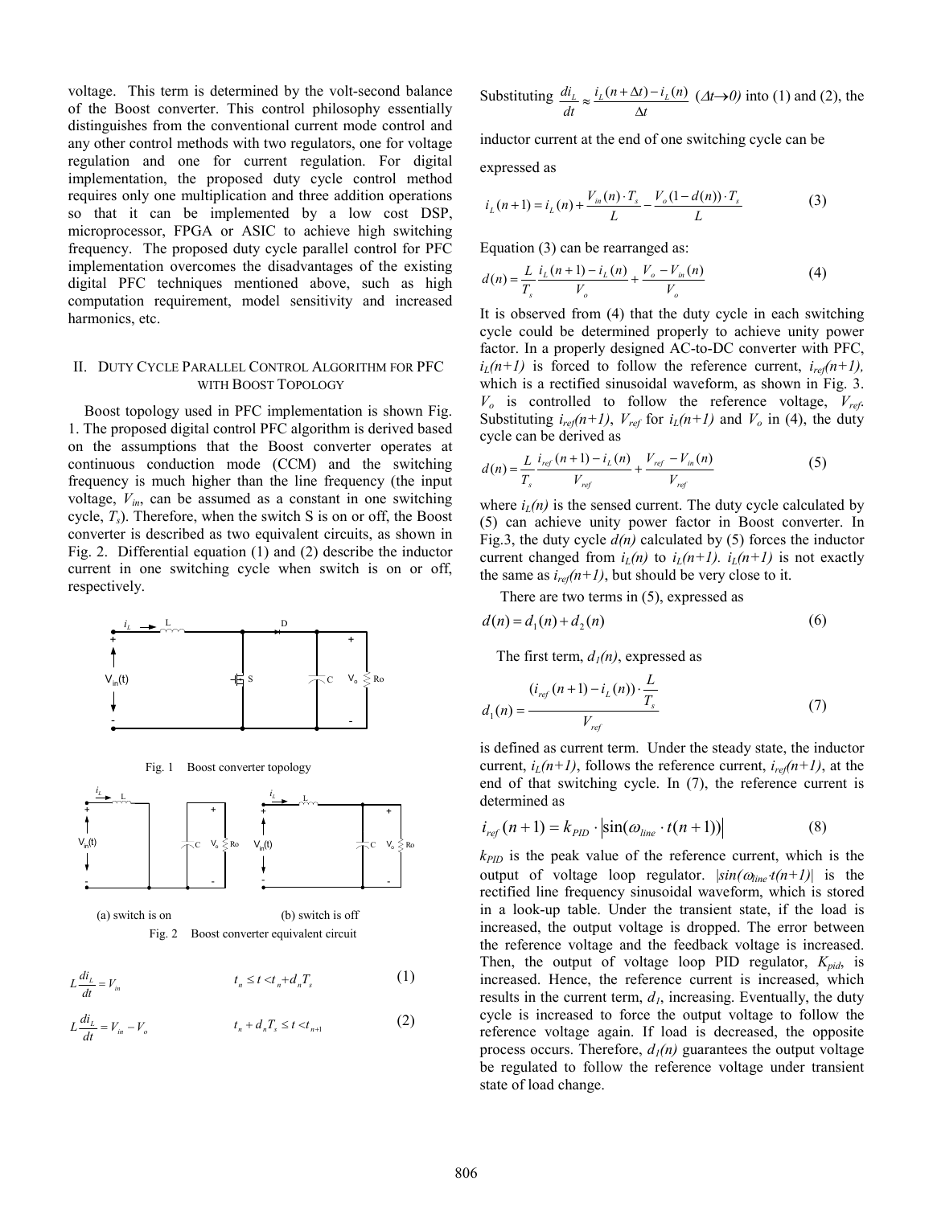voltage. This term is determined by the volt-second balance of the Boost converter. This control philosophy essentially distinguishes from the conventional current mode control and any other control methods with two regulators, one for voltage regulation and one for current regulation. For digital implementation, the proposed duty cycle control method requires only one multiplication and three addition operations so that it can be implemented by a low cost DSP, microprocessor, FPGA or ASIC to achieve high switching frequency. The proposed duty cycle parallel control for PFC implementation overcomes the disadvantages of the existing digital PFC techniques mentioned above, such as high computation requirement, model sensitivity and increased harmonics, etc.

## II. Duty Cycle Parallel Control Algorithm for PFC with Boost Topology

Boost topology used in PFC implementation is shown Fig. 1. The proposed digital control PFC algorithm is derived based on the assumptions that the Boost converter operates at continuous conduction mode (CCM) and the switching frequency is much higher than the line frequency (the input voltage, $V_{in}$, can be assumed as a constant in one switching cycle, $T_s$). Therefore, when the switch S is on or off, the Boost converter is described as two equivalent circuits, as shown in Fig. 2. Differential equation (1) and (2) describe the inductor current in one switching cycle when switch is on or off, respectively.

Fig. 1 Boost converter topology

(a) switch is on (b) switch is off

Fig. 2 Boost converter equivalent circuit

$$L\frac{di_L}{dt} = V_{in} \qquad t_n \le t < t_n + d_n T_s \tag{1}$$

$$L\frac{di_L}{dt} = V_{in} - V_o \qquad t_n + d_n T_s \le t < t_{n+1} \tag{2}$$

Substituting $\frac{di_L}{dt} \approx \frac{i_L(n+\Delta t) - i_L(n)}{\Delta t}$ $(\Delta t \to 0)$ into (1) and (2), the inductor current at the end of one switching cycle can be expressed as

$$i_L(n+1) = i_L(n) + \frac{V_{in}(n)\cdot T_s}{L} - \frac{V_o(1-d(n))\cdot T_s}{L} \tag{3}$$

Equation (3) can be rearranged as:

$$d(n) = \frac{L}{T_s}\frac{i_L(n+1) - i_L(n)}{V_o} + \frac{V_o - V_{in}(n)}{V_o} \tag{4}$$

It is observed from (4) that the duty cycle in each switching cycle could be determined properly to achieve unity power factor. In a properly designed AC-to-DC converter with PFC, $i_L(n+1)$ is forced to follow the reference current, $i_{ref}(n+1)$, which is a rectified sinusoidal waveform, as shown in Fig. 3. $V_o$ is controlled to follow the reference voltage, $V_{ref}$. Substituting $i_{ref}(n+1)$, $V_{ref}$ for $i_L(n+1)$ and $V_o$ in (4), the duty cycle can be derived as

$$d(n) = \frac{L}{T_s}\frac{i_{ref}(n+1) - i_L(n)}{V_{ref}} + \frac{V_{ref} - V_{in}(n)}{V_{ref}} \tag{5}$$

where $i_L(n)$ is the sensed current. The duty cycle calculated by (5) can achieve unity power factor in Boost converter. In Fig.3, the duty cycle $d(n)$ calculated by (5) forces the inductor current changed from $i_L(n)$ to $i_L(n+1)$. $i_L(n+1)$ is not exactly the same as $i_{ref}(n+1)$, but should be very close to it.

There are two terms in (5), expressed as

$$d(n) = d_1(n) + d_2(n) \tag{6}$$

The first term, $d_1(n)$, expressed as

$$d_1(n) = \frac{(i_{ref}(n+1) - i_L(n))\cdot \frac{L}{T_s}}{V_{ref}} \tag{7}$$

is defined as current term. Under the steady state, the inductor current, $i_L(n+1)$, follows the reference current, $i_{ref}(n+1)$, at the end of that switching cycle. In (7), the reference current is determined as

$$i_{ref}(n+1) = k_{PID}\cdot\left|\sin(\omega_{line}\cdot t(n+1))\right| \tag{8}$$

$k_{PID}$ is the peak value of the reference current, which is the output of voltage loop regulator. $|sin(\omega_{line}\cdot t(n+1)|$ is the rectified line frequency sinusoidal waveform, which is stored in a look-up table. Under the transient state, if the load is increased, the output voltage is dropped. The error between the reference voltage and the feedback voltage is increased. Then, the output of voltage loop PID regulator, $K_{pid}$, is increased. Hence, the reference current is increased, which results in the current term, $d_1$, increasing. Eventually, the duty cycle is increased to force the output voltage to follow the reference voltage again. If load is decreased, the opposite process occurs. Therefore, $d_1(n)$ guarantees the output voltage be regulated to follow the reference voltage under transient state of load change.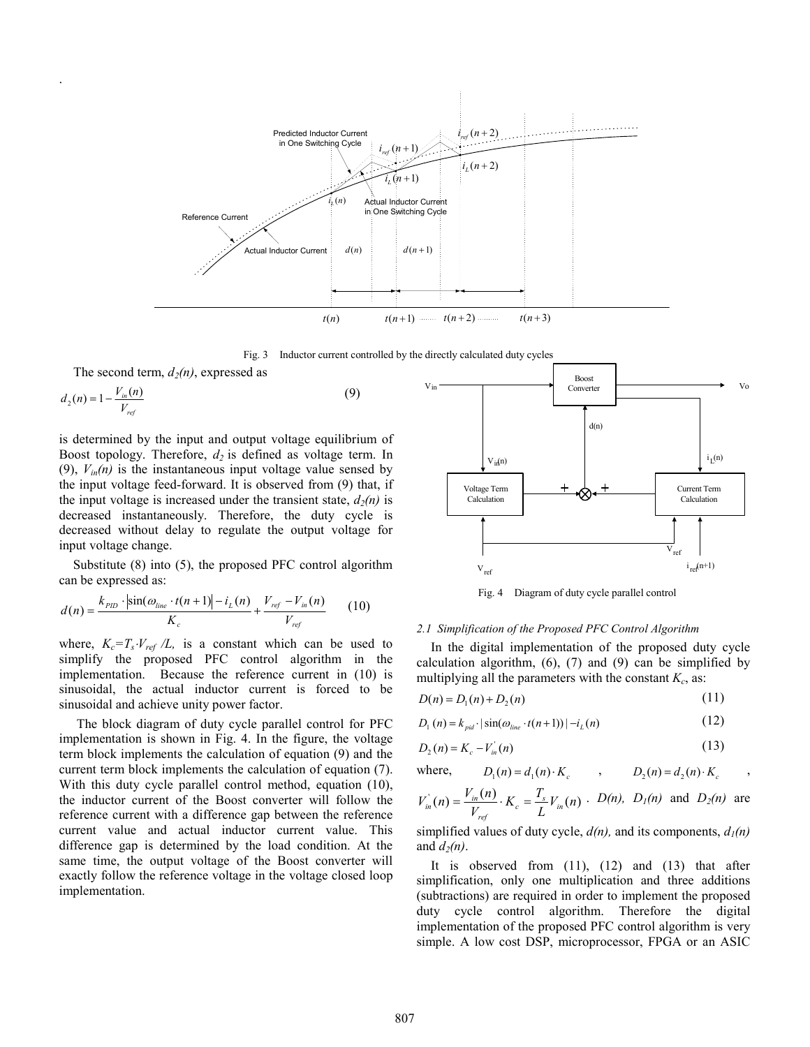Fig. 3 Inductor current controlled by the directly calculated duty cycles

The second term, $d_2(n)$, expressed as

$$d_2(n) = 1 - \frac{V_{in}(n)}{V_{ref}} \tag{9}$$

is determined by the input and output voltage equilibrium of Boost topology. Therefore, $d_2$ is defined as voltage term. In (9), $V_{in}(n)$ is the instantaneous input voltage value sensed by the input voltage feed-forward. It is observed from (9) that, if the input voltage is increased under the transient state, $d_2(n)$ is decreased instantaneously. Therefore, the duty cycle is decreased without delay to regulate the output voltage for input voltage change.

Substitute (8) into (5), the proposed PFC control algorithm can be expressed as:

$$d(n) = \frac{k_{PID} \cdot |\sin(\omega_{line} \cdot t(n+1)| - i_L(n)}{K_c} + \frac{V_{ref} - V_{in}(n)}{V_{ref}} \tag{10}$$

where, $K_c = T_s \cdot V_{ref} / L$, is a constant which can be used to simplify the proposed PFC control algorithm in the implementation. Because the reference current in (10) is sinusoidal, the actual inductor current is forced to be sinusoidal and achieve unity power factor.

The block diagram of duty cycle parallel control for PFC implementation is shown in Fig. 4. In the figure, the voltage term block implements the calculation of equation (9) and the current term block implements the calculation of equation (7). With this duty cycle parallel control method, equation (10), the inductor current of the Boost converter will follow the reference current with a difference gap between the reference current value and actual inductor current value. This difference gap is determined by the load condition. At the same time, the output voltage of the Boost converter will exactly follow the reference voltage in the voltage closed loop implementation.

Fig. 4 Diagram of duty cycle parallel control

### *2.1 Simplification of the Proposed PFC Control Algorithm*

In the digital implementation of the proposed duty cycle calculation algorithm, (6), (7) and (9) can be simplified by multiplying all the parameters with the constant $K_c$, as:

$$D(n) = D_1(n) + D_2(n) \tag{11}$$

$$D_1(n) = k_{pid} \cdot |\sin(\omega_{line} \cdot t(n+1))| - i_L(n) \tag{12}$$

$$D_2(n) = K_c - V_{in}^{'}(n) \tag{13}$$

where, $D_1(n) = d_1(n) \cdot K_c$ , $D_2(n) = d_2(n) \cdot K_c$ , $V_{in}^{'}(n) = \frac{V_{in}(n)}{V_{ref}} \cdot K_c = \frac{T_s}{L} V_{in}(n)$ . $D(n)$, $D_1(n)$ and $D_2(n)$ are simplified values of duty cycle, $d(n)$, and its components, $d_1(n)$ and $d_2(n)$.

It is observed from (11), (12) and (13) that after simplification, only one multiplication and three additions (subtractions) are required in order to implement the proposed duty cycle control algorithm. Therefore the digital implementation of the proposed PFC control algorithm is very simple. A low cost DSP, microprocessor, FPGA or an ASIC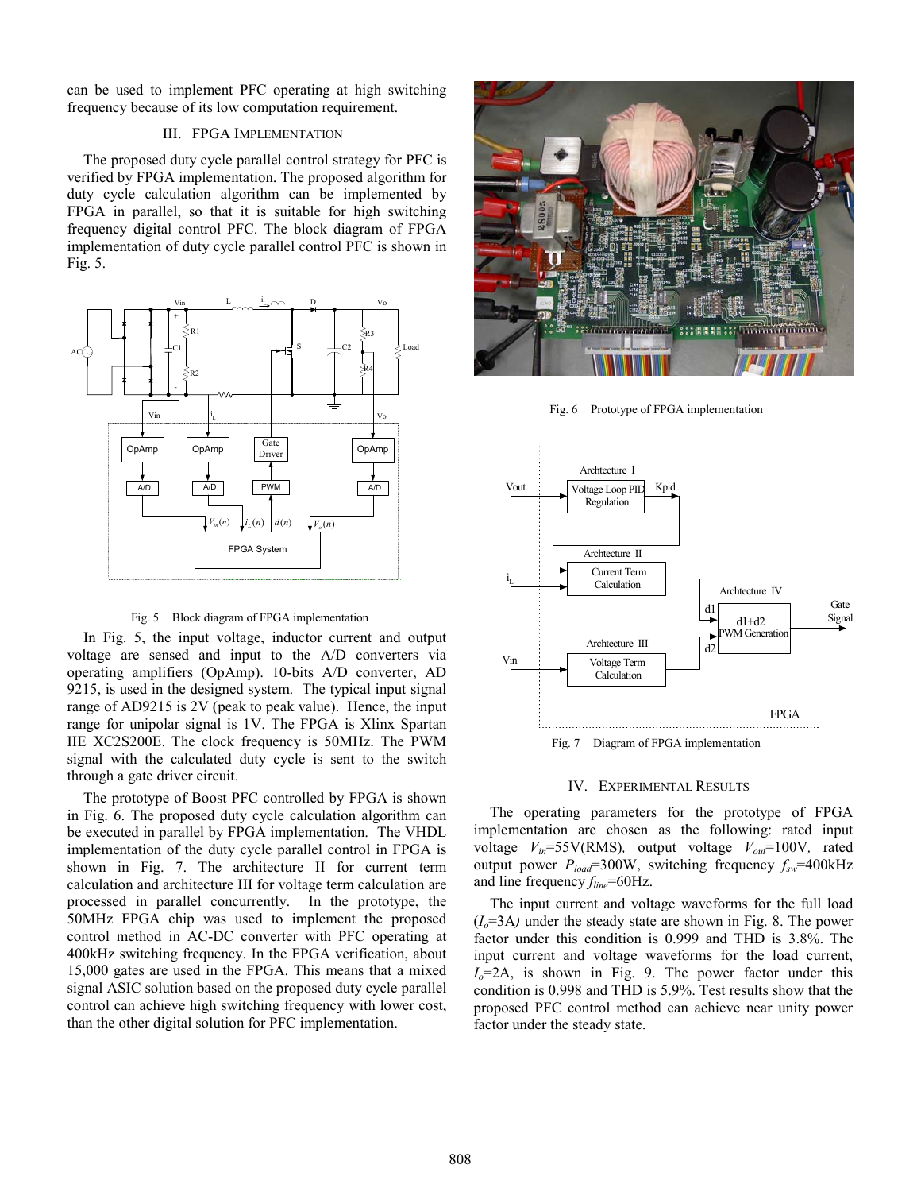can be used to implement PFC operating at high switching frequency because of its low computation requirement.

## III. FPGA IMPLEMENTATION

The proposed duty cycle parallel control strategy for PFC is verified by FPGA implementation. The proposed algorithm for duty cycle calculation algorithm can be implemented by FPGA in parallel, so that it is suitable for high switching frequency digital control PFC. The block diagram of FPGA implementation of duty cycle parallel control PFC is shown in Fig. 5.

Fig. 5 Block diagram of FPGA implementation

In Fig. 5, the input voltage, inductor current and output voltage are sensed and input to the A/D converters via operating amplifiers (OpAmp). 10-bits A/D converter, AD 9215, is used in the designed system. The typical input signal range of AD9215 is 2V (peak to peak value). Hence, the input range for unipolar signal is 1V. The FPGA is Xlinx Spartan IIE XC2S200E. The clock frequency is 50MHz. The PWM signal with the calculated duty cycle is sent to the switch through a gate driver circuit.

The prototype of Boost PFC controlled by FPGA is shown in Fig. 6. The proposed duty cycle calculation algorithm can be executed in parallel by FPGA implementation. The VHDL implementation of the duty cycle parallel control in FPGA is shown in Fig. 7. The architecture II for current term calculation and architecture III for voltage term calculation are processed in parallel concurrently. In the prototype, the 50MHz FPGA chip was used to implement the proposed control method in AC-DC converter with PFC operating at 400kHz switching frequency. In the FPGA verification, about 15,000 gates are used in the FPGA. This means that a mixed signal ASIC solution based on the proposed duty cycle parallel control can achieve high switching frequency with lower cost, than the other digital solution for PFC implementation.

Fig. 6 Prototype of FPGA implementation

Fig. 7 Diagram of FPGA implementation

## IV. EXPERIMENTAL RESULTS

The operating parameters for the prototype of FPGA implementation are chosen as the following: rated input voltage $V_{in}$=55V(RMS), output voltage $V_{out}$=100V, rated output power $P_{load}$=300W, switching frequency $f_{sw}$=400kHz and line frequency $f_{line}$=60Hz.

The input current and voltage waveforms for the full load ($I_o$=3A) under the steady state are shown in Fig. 8. The power factor under this condition is 0.999 and THD is 3.8%. The input current and voltage waveforms for the load current, $I_o$=2A, is shown in Fig. 9. The power factor under this condition is 0.998 and THD is 5.9%. Test results show that the proposed PFC control method can achieve near unity power factor under the steady state.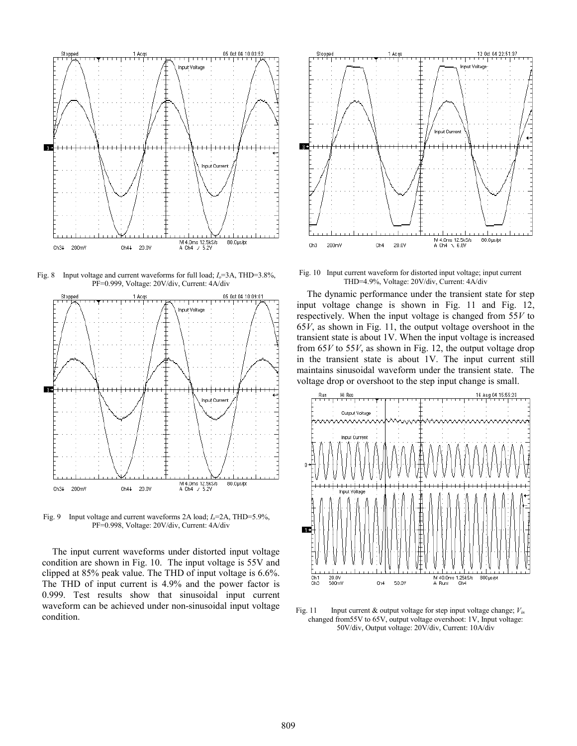Fig. 8 Input voltage and current waveforms for full load; $I_o$=3A, THD=3.8%, PF=0.999, Voltage: 20V/div, Current: 4A/div

Fig. 9 Input voltage and current waveforms 2A load; $I_o$=2A, THD=5.9%, PF=0.998, Voltage: 20V/div, Current: 4A/div

The input current waveforms under distorted input voltage condition are shown in Fig. 10. The input voltage is 55V and clipped at 85% peak value. The THD of input voltage is 6.6%. The THD of input current is 4.9% and the power factor is 0.999. Test results show that sinusoidal input current waveform can be achieved under non-sinusoidal input voltage condition.

Fig. 10 Input current waveform for distorted input voltage; input current THD=4.9%, Voltage: 20V/div, Current: 4A/div

The dynamic performance under the transient state for step input voltage change is shown in Fig. 11 and Fig. 12, respectively. When the input voltage is changed from 55*V* to 65*V*, as shown in Fig. 11, the output voltage overshoot in the transient state is about 1V. When the input voltage is increased from 65*V* to 55*V*, as shown in Fig. 12, the output voltage drop in the transient state is about 1V. The input current still maintains sinusoidal waveform under the transient state. The voltage drop or overshoot to the step input change is small.

Fig. 11 Input current & output voltage for step input voltage change; $V_{in}$ changed from55V to 65V, output voltage overshoot: 1V, Input voltage: 50V/div, Output voltage: 20V/div, Current: 10A/div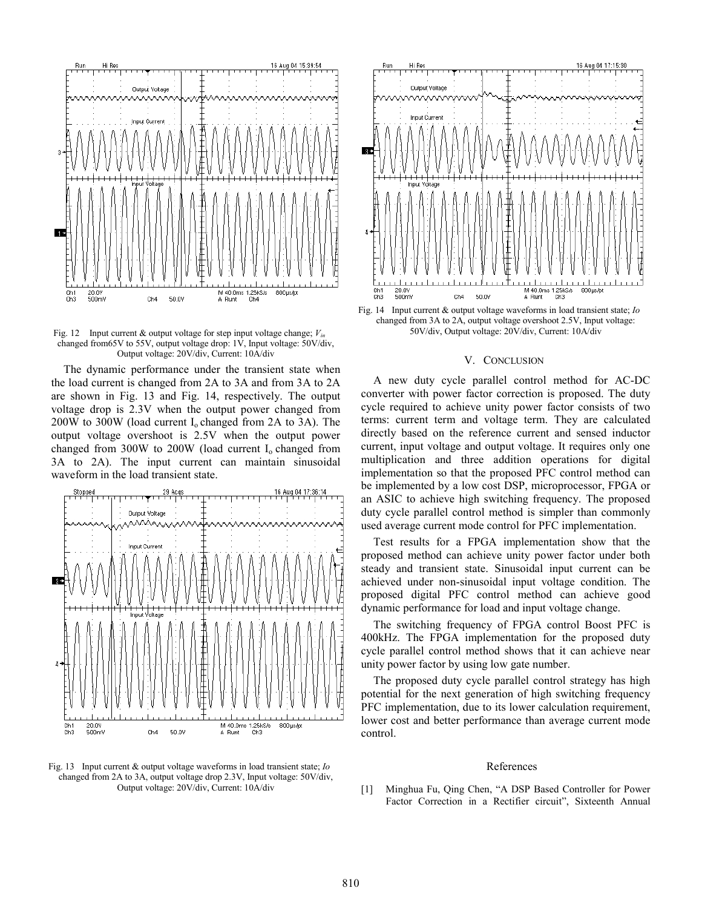Fig. 12 Input current & output voltage for step input voltage change; $V_{in}$ changed from65V to 55V, output voltage drop: 1V, Input voltage: 50V/div, Output voltage: 20V/div, Current: 10A/div

The dynamic performance under the transient state when the load current is changed from 2A to 3A and from 3A to 2A are shown in Fig. 13 and Fig. 14, respectively. The output voltage drop is 2.3V when the output power changed from 200W to 300W (load current $I_o$ changed from 2A to 3A). The output voltage overshoot is 2.5V when the output power changed from 300W to 200W (load current $I_o$ changed from 3A to 2A). The input current can maintain sinusoidal waveform in the load transient state.

Fig. 13 Input current & output voltage waveforms in load transient state; *Io* changed from 2A to 3A, output voltage drop 2.3V, Input voltage: 50V/div, Output voltage: 20V/div, Current: 10A/div

Fig. 14 Input current & output voltage waveforms in load transient state; *Io* changed from 3A to 2A, output voltage overshoot 2.5V, Input voltage: 50V/div, Output voltage: 20V/div, Current: 10A/div

## V. Conclusion

A new duty cycle parallel control method for AC-DC converter with power factor correction is proposed. The duty cycle required to achieve unity power factor consists of two terms: current term and voltage term. They are calculated directly based on the reference current and sensed inductor current, input voltage and output voltage. It requires only one multiplication and three addition operations for digital implementation so that the proposed PFC control method can be implemented by a low cost DSP, microprocessor, FPGA or an ASIC to achieve high switching frequency. The proposed duty cycle parallel control method is simpler than commonly used average current mode control for PFC implementation.

Test results for a FPGA implementation show that the proposed method can achieve unity power factor under both steady and transient state. Sinusoidal input current can be achieved under non-sinusoidal input voltage condition. The proposed digital PFC control method can achieve good dynamic performance for load and input voltage change.

The switching frequency of FPGA control Boost PFC is 400kHz. The FPGA implementation for the proposed duty cycle parallel control method shows that it can achieve near unity power factor by using low gate number.

The proposed duty cycle parallel control strategy has high potential for the next generation of high switching frequency PFC implementation, due to its lower calculation requirement, lower cost and better performance than average current mode control.

## References

[1] Minghua Fu, Qing Chen, "A DSP Based Controller for Power Factor Correction in a Rectifier circuit", Sixteenth Annual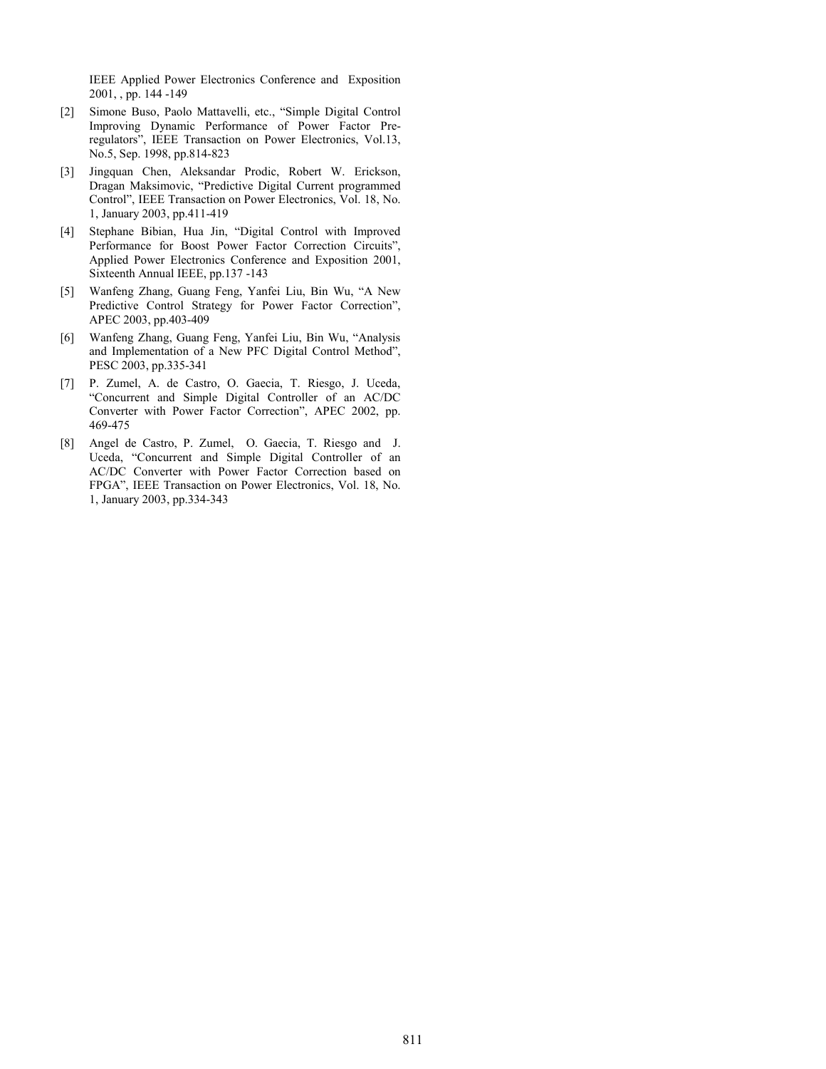IEEE Applied Power Electronics Conference and Exposition 2001, , pp. 144 -149

[2] Simone Buso, Paolo Mattavelli, etc., "Simple Digital Control Improving Dynamic Performance of Power Factor Pre-regulators", IEEE Transaction on Power Electronics, Vol.13, No.5, Sep. 1998, pp.814-823

[3] Jingquan Chen, Aleksandar Prodic, Robert W. Erickson, Dragan Maksimovic, "Predictive Digital Current programmed Control", IEEE Transaction on Power Electronics, Vol. 18, No. 1, January 2003, pp.411-419

[4] Stephane Bibian, Hua Jin, "Digital Control with Improved Performance for Boost Power Factor Correction Circuits", Applied Power Electronics Conference and Exposition 2001, Sixteenth Annual IEEE, pp.137 -143

[5] Wanfeng Zhang, Guang Feng, Yanfei Liu, Bin Wu, "A New Predictive Control Strategy for Power Factor Correction", APEC 2003, pp.403-409

[6] Wanfeng Zhang, Guang Feng, Yanfei Liu, Bin Wu, "Analysis and Implementation of a New PFC Digital Control Method", PESC 2003, pp.335-341

[7] P. Zumel, A. de Castro, O. Gaecia, T. Riesgo, J. Uceda, "Concurrent and Simple Digital Controller of an AC/DC Converter with Power Factor Correction", APEC 2002, pp. 469-475

[8] Angel de Castro, P. Zumel, O. Gaecia, T. Riesgo and J. Uceda, "Concurrent and Simple Digital Controller of an AC/DC Converter with Power Factor Correction based on FPGA", IEEE Transaction on Power Electronics, Vol. 18, No. 1, January 2003, pp.334-343